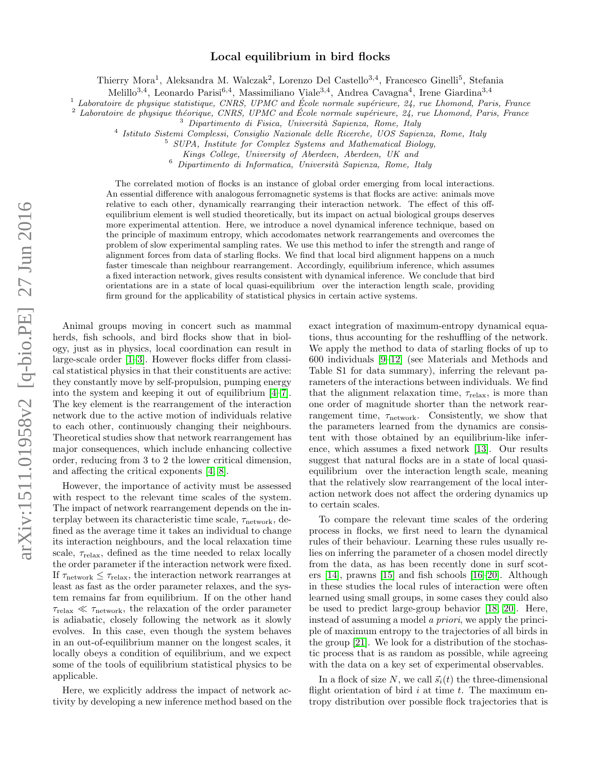# Local equilibrium in bird flocks

Thierry Mora[1], Aleksandra M. Walczak[2], Lorenzo Del Castello[3,4], Francesco Ginelli[5], Stefania Melillo[3,4], Leonardo Parisi[6,4], Massimiliano Viale[3,4], Andrea Cavagna[4], Irene Giardina[3,4]

[1] *Laboratoire de physique statistique, CNRS, UPMC and École normale supérieure, 24, rue Lhomond, Paris, France*
[2] *Laboratoire de physique théorique, CNRS, UPMC and École normale supérieure, 24, rue Lhomond, Paris, France*
[3] *Dipartimento di Fisica, Università Sapienza, Rome, Italy*
[4] *Istituto Sistemi Complessi, Consiglio Nazionale delle Ricerche, UOS Sapienza, Rome, Italy*
[5] *SUPA, Institute for Complex Systems and Mathematical Biology, Kings College, University of Aberdeen, Aberdeen, UK and*
[6] *Dipartimento di Informatica, Università Sapienza, Rome, Italy*

The correlated motion of flocks is an instance of global order emerging from local interactions. An essential difference with analogous ferromagnetic systems is that flocks are active: animals move relative to each other, dynamically rearranging their interaction network. The effect of this off-equilibrium element is well studied theoretically, but its impact on actual biological groups deserves more experimental attention. Here, we introduce a novel dynamical inference technique, based on the principle of maximum entropy, which accodomates network rearrangements and overcomes the problem of slow experimental sampling rates. We use this method to infer the strength and range of alignment forces from data of starling flocks. We find that local bird alignment happens on a much faster timescale than neighbour rearrangement. Accordingly, equilibrium inference, which assumes a fixed interaction network, gives results consistent with dynamical inference. We conclude that bird orientations are in a state of local quasi-equilibrium over the interaction length scale, providing firm ground for the applicability of statistical physics in certain active systems.

Animal groups moving in concert such as mammal herds, fish schools, and bird flocks show that in biology, just as in physics, local coordination can result in large-scale order [1–3]. However flocks differ from classical statistical physics in that their constituents are active: they constantly move by self-propulsion, pumping energy into the system and keeping it out of equilibrium [4–7]. The key element is the rearrangement of the interaction network due to the active motion of individuals relative to each other, continuously changing their neighbours. Theoretical studies show that network rearrangement has major consequences, which include enhancing collective order, reducing from 3 to 2 the lower critical dimension, and affecting the critical exponents [4, 8].

However, the importance of activity must be assessed with respect to the relevant time scales of the system. The impact of network rearrangement depends on the interplay between its characteristic time scale, $\tau_{\text{network}}$, defined as the average time it takes an individual to change its interaction neighbours, and the local relaxation time scale, $\tau_{\text{relax}}$, defined as the time needed to relax locally the order parameter if the interaction network were fixed. If $\tau_{\text{network}} \leq \tau_{\text{relax}}$, the interaction network rearranges at least as fast as the order parameter relaxes, and the system remains far from equilibrium. If on the other hand $\tau_{\text{relax}} \ll \tau_{\text{network}}$, the relaxation of the order parameter is adiabatic, closely following the network as it slowly evolves. In this case, even though the system behaves in an out-of-equilibrium manner on the longest scales, it locally obeys a condition of equilibrium, and we expect some of the tools of equilibrium statistical physics to be applicable.

Here, we explicitly address the impact of network activity by developing a new inference method based on the exact integration of maximum-entropy dynamical equations, thus accounting for the reshuffling of the network. We apply the method to data of starling flocks of up to 600 individuals [9–12] (see Materials and Methods and Table S1 for data summary), inferring the relevant parameters of the interactions between individuals. We find that the alignment relaxation time, $\tau_{\text{relax}}$, is more than one order of magnitude shorter than the network rearrangement time, $\tau_{\text{network}}$. Consistently, we show that the parameters learned from the dynamics are consistent with those obtained by an equilibrium-like inference, which assumes a fixed network [13]. Our results suggest that natural flocks are in a state of local quasi-equilibrium over the interaction length scale, meaning that the relatively slow rearrangement of the local interaction network does not affect the ordering dynamics up to certain scales.

To compare the relevant time scales of the ordering process in flocks, we first need to learn the dynamical rules of their behaviour. Learning these rules usually relies on inferring the parameter of a chosen model directly from the data, as has been recently done in surf scoters [14], prawns [15] and fish schools [16–20]. Although in these studies the local rules of interaction were often learned using small groups, in some cases they could also be used to predict large-group behavior [18, 20]. Here, instead of assuming a model *a priori*, we apply the principle of maximum entropy to the trajectories of all birds in the group [21]. We look for a distribution of the stochastic process that is as random as possible, while agreeing with the data on a key set of experimental observables.

In a flock of size $N$, we call $\vec{s}_i(t)$ the three-dimensional flight orientation of bird $i$ at time $t$. The maximum entropy distribution over possible flock trajectories that is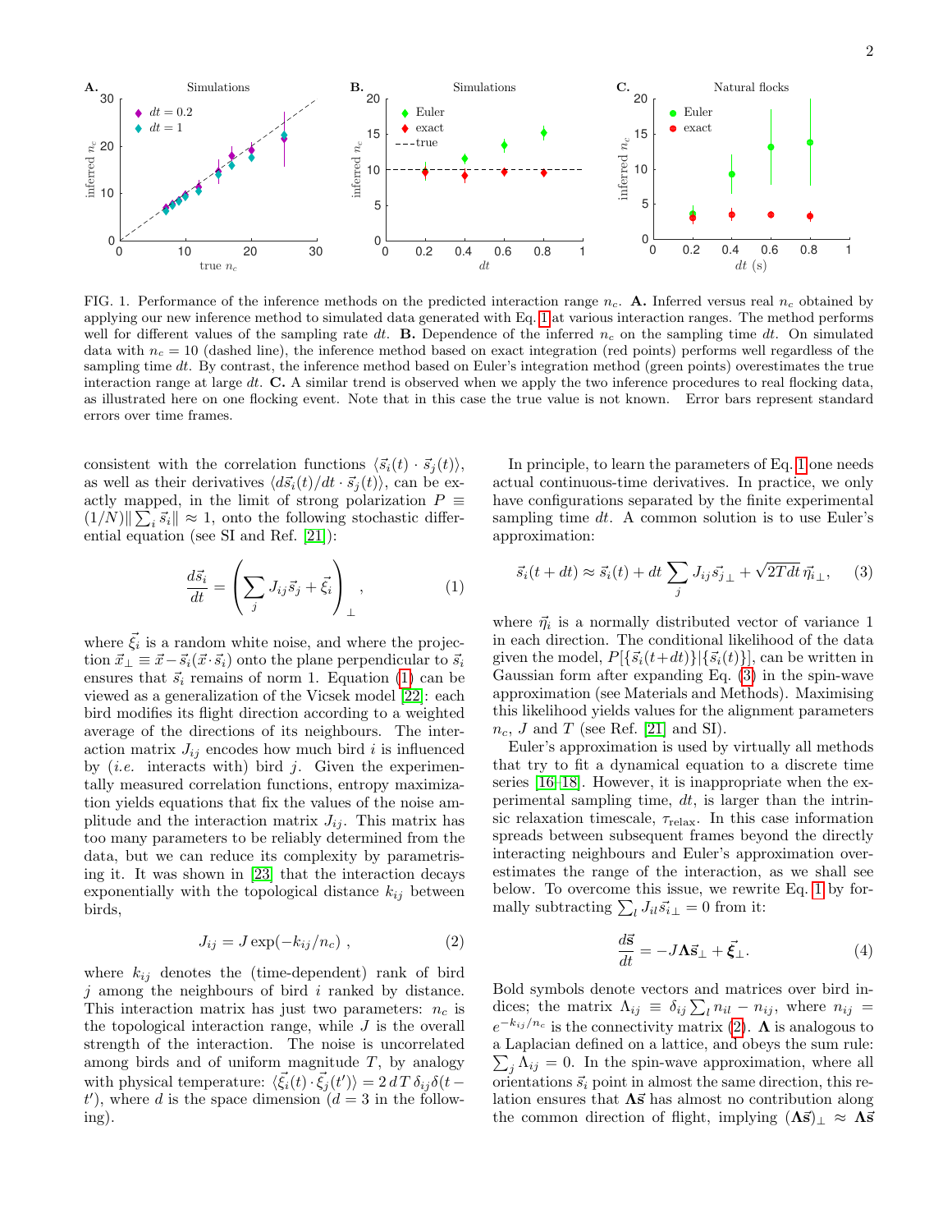FIG. 1. Performance of the inference methods on the predicted interaction range $n_c$. **A.** Inferred versus real $n_c$ obtained by applying our new inference method to simulated data generated with Eq. 1 at various interaction ranges. The method performs well for different values of the sampling rate $dt$. **B.** Dependence of the inferred $n_c$ on the sampling time $dt$. On simulated data with $n_c = 10$ (dashed line), the inference method based on exact integration (red points) performs well regardless of the sampling time $dt$. By contrast, the inference method based on Euler's integration method (green points) overestimates the true interaction range at large $dt$. **C.** A similar trend is observed when we apply the two inference procedures to real flocking data, as illustrated here on one flocking event. Note that in this case the true value is not known. Error bars represent standard errors over time frames.

consistent with the correlation functions $\langle \vec{s}_i(t) \cdot \vec{s}_j(t) \rangle$, as well as their derivatives $\langle d\vec{s}_i(t)/dt \cdot \vec{s}_j(t) \rangle$, can be exactly mapped, in the limit of strong polarization $P \equiv (1/N) \| \sum_i \vec{s}_i \| \approx 1$, onto the following stochastic differential equation (see SI and Ref. [21]):

$$\frac{d\vec{s}_i}{dt} = \left( \sum_j J_{ij} \vec{s}_j + \vec{\xi}_i \right)_{\perp}, \tag{1}$$

where $\vec{\xi}_i$ is a random white noise, and where the projection $\vec{x}_{\perp} \equiv \vec{x} - \vec{s}_i(\vec{x} \cdot \vec{s}_i)$ onto the plane perpendicular to $\vec{s}_i$ ensures that $\vec{s}_i$ remains of norm 1. Equation (1) can be viewed as a generalization of the Vicsek model [22]: each bird modifies its flight direction according to a weighted average of the directions of its neighbours. The interaction matrix $J_{ij}$ encodes how much bird $i$ is influenced by (*i.e.* interacts with) bird $j$. Given the experimentally measured correlation functions, entropy maximization yields equations that fix the values of the noise amplitude and the interaction matrix $J_{ij}$. This matrix has too many parameters to be reliably determined from the data, but we can reduce its complexity by parametrising it. It was shown in [23] that the interaction decays exponentially with the topological distance $k_{ij}$ between birds,

$$J_{ij} = J \exp(-k_{ij}/n_c), \tag{2}$$

where $k_{ij}$ denotes the (time-dependent) rank of bird $j$ among the neighbours of bird $i$ ranked by distance. This interaction matrix has just two parameters: $n_c$ is the topological interaction range, while $J$ is the overall strength of the interaction. The noise is uncorrelated among birds and of uniform magnitude $T$, by analogy with physical temperature: $\langle \vec{\xi}_i(t) \cdot \vec{\xi}_j(t') \rangle = 2\, d\, T\, \delta_{ij} \delta(t - t')$, where $d$ is the space dimension ($d = 3$ in the following).

In principle, to learn the parameters of Eq. 1 one needs actual continuous-time derivatives. In practice, we only have configurations separated by the finite experimental sampling time $dt$. A common solution is to use Euler's approximation:

$$\vec{s}_i(t + dt) \approx \vec{s}_i(t) + dt \sum_j J_{ij} \vec{s}_{j\perp} + \sqrt{2T dt}\, \vec{\eta}_{i\perp}, \tag{3}$$

where $\vec{\eta}_i$ is a normally distributed vector of variance 1 in each direction. The conditional likelihood of the data given the model, $P[\{\vec{s}_i(t+dt)\} | \{\vec{s}_i(t)\}]$, can be written in Gaussian form after expanding Eq. (3) in the spin-wave approximation (see Materials and Methods). Maximising this likelihood yields values for the alignment parameters $n_c$, $J$ and $T$ (see Ref. [21] and SI).

Euler's approximation is used by virtually all methods that try to fit a dynamical equation to a discrete time series [16–18]. However, it is inappropriate when the experimental sampling time, $dt$, is larger than the intrinsic relaxation timescale, $\tau_{\text{relax}}$. In this case information spreads between subsequent frames beyond the directly interacting neighbours and Euler's approximation overestimates the range of the interaction, as we shall see below. To overcome this issue, we rewrite Eq. 1 by formally subtracting $\sum_l J_{il} \vec{s}_{i\perp} = 0$ from it:

$$\frac{d\mathbf{\vec{s}}}{dt} = -J \mathbf{\Lambda} \mathbf{\vec{s}}_{\perp} + \vec{\boldsymbol{\xi}}_{\perp}. \tag{4}$$

Bold symbols denote vectors and matrices over bird indices; the matrix $\Lambda_{ij} \equiv \delta_{ij} \sum_l n_{il} - n_{ij}$, where $n_{ij} = e^{-k_{ij}/n_c}$ is the connectivity matrix (2). $\mathbf{\Lambda}$ is analogous to a Laplacian defined on a lattice, and obeys the sum rule: $\sum_j \Lambda_{ij} = 0$. In the spin-wave approximation, where all orientations $\vec{s}_i$ point in almost the same direction, this relation ensures that $\mathbf{\Lambda} \mathbf{\vec{s}}$ has almost no contribution along the common direction of flight, implying $(\mathbf{\Lambda} \mathbf{\vec{s}})_{\perp} \approx \mathbf{\Lambda} \mathbf{\vec{s}}$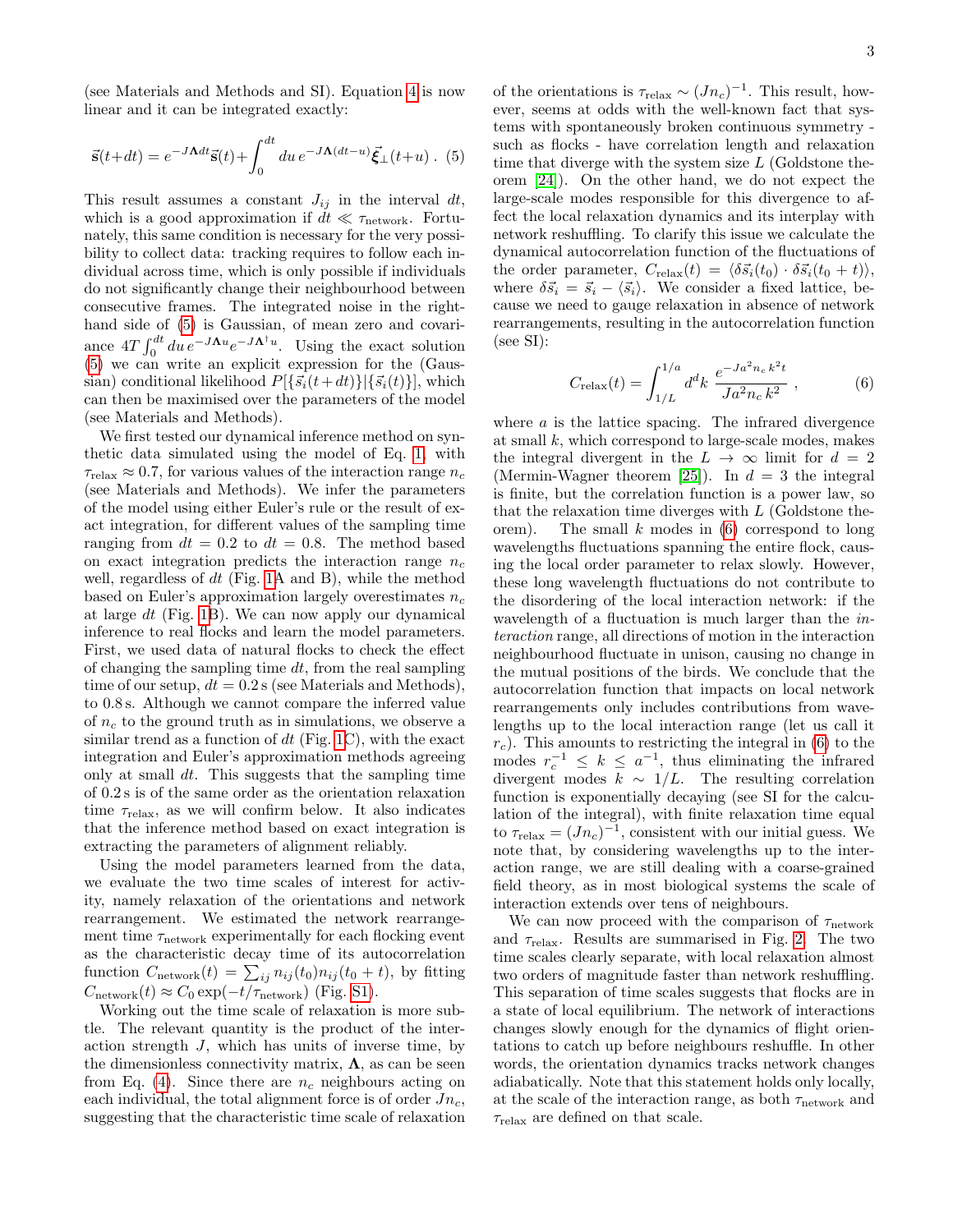(see Materials and Methods and SI). Equation 4 is now linear and it can be integrated exactly:

$$\vec{\mathbf{s}}(t+dt) = e^{-J\mathbf{\Lambda}dt}\vec{\mathbf{s}}(t) + \int_0^{dt} du\, e^{-J\mathbf{\Lambda}(dt-u)}\vec{\boldsymbol{\xi}}_\perp(t+u)\ . \quad (5)$$

This result assumes a constant $J_{ij}$ in the interval $dt$, which is a good approximation if $dt \ll \tau_{\rm network}$. Fortunately, this same condition is necessary for the very possibility to collect data: tracking requires to follow each individual across time, which is only possible if individuals do not significantly change their neighbourhood between consecutive frames. The integrated noise in the right-hand side of (5) is Gaussian, of mean zero and covariance $4T\int_0^{dt} du\, e^{-J\mathbf{\Lambda}u}e^{-J\mathbf{\Lambda}^\dagger u}$. Using the exact solution (5) we can write an explicit expression for the (Gaussian) conditional likelihood $P[\{\vec{s}_i(t+dt)\}|\{\vec{s}_i(t)\}]$, which can then be maximised over the parameters of the model (see Materials and Methods).

We first tested our dynamical inference method on synthetic data simulated using the model of Eq. 1, with $\tau_{\rm relax} \approx 0.7$, for various values of the interaction range $n_c$ (see Materials and Methods). We infer the parameters of the model using either Euler's rule or the result of exact integration, for different values of the sampling time ranging from $dt = 0.2$ to $dt = 0.8$. The method based on exact integration predicts the interaction range $n_c$ well, regardless of $dt$ (Fig. 1A and B), while the method based on Euler's approximation largely overestimates $n_c$ at large $dt$ (Fig. 1B). We can now apply our dynamical inference to real flocks and learn the model parameters. First, we used data of natural flocks to check the effect of changing the sampling time $dt$, from the real sampling time of our setup, $dt = 0.2$ s (see Materials and Methods), to 0.8 s. Although we cannot compare the inferred value of $n_c$ to the ground truth as in simulations, we observe a similar trend as a function of $dt$ (Fig. 1C), with the exact integration and Euler's approximation methods agreeing only at small $dt$. This suggests that the sampling time of 0.2 s is of the same order as the orientation relaxation time $\tau_{\rm relax}$, as we will confirm below. It also indicates that the inference method based on exact integration is extracting the parameters of alignment reliably.

Using the model parameters learned from the data, we evaluate the two time scales of interest for activity, namely relaxation of the orientations and network rearrangement. We estimated the network rearrangement time $\tau_{\rm network}$ experimentally for each flocking event as the characteristic decay time of its autocorrelation function $C_{\rm network}(t) = \sum_{ij} n_{ij}(t_0)n_{ij}(t_0+t)$, by fitting $C_{\rm network}(t) \approx C_0 \exp(-t/\tau_{\rm network})$ (Fig. S1).

Working out the time scale of relaxation is more subtle. The relevant quantity is the product of the interaction strength $J$, which has units of inverse time, by the dimensionless connectivity matrix, $\mathbf{\Lambda}$, as can be seen from Eq. (4). Since there are $n_c$ neighbours acting on each individual, the total alignment force is of order $Jn_c$, suggesting that the characteristic time scale of relaxation of the orientations is $\tau_{\rm relax} \sim (Jn_c)^{-1}$. This result, however, seems at odds with the well-known fact that systems with spontaneously broken continuous symmetry - such as flocks - have correlation length and relaxation time that diverge with the system size $L$ (Goldstone theorem [24]). On the other hand, we do not expect the large-scale modes responsible for this divergence to affect the local relaxation dynamics and its interplay with network reshuffling. To clarify this issue we calculate the dynamical autocorrelation function of the fluctuations of the order parameter, $C_{\rm relax}(t) = \langle \delta\vec{s}_i(t_0) \cdot \delta\vec{s}_i(t_0+t)\rangle$, where $\delta\vec{s}_i = \vec{s}_i - \langle\vec{s}_i\rangle$. We consider a fixed lattice, because we need to gauge relaxation in absence of network rearrangements, resulting in the autocorrelation function (see SI):

$$C_{\rm relax}(t) = \int_{1/L}^{1/a} d^dk\ \frac{e^{-Ja^2 n_c k^2 t}}{Ja^2 n_c k^2}\ , \quad (6)$$

where $a$ is the lattice spacing. The infrared divergence at small $k$, which correspond to large-scale modes, makes the integral divergent in the $L \to \infty$ limit for $d = 2$ (Mermin-Wagner theorem [25]). In $d = 3$ the integral is finite, but the correlation function is a power law, so that the relaxation time diverges with $L$ (Goldstone theorem). The small $k$ modes in (6) correspond to long wavelengths fluctuations spanning the entire flock, causing the local order parameter to relax slowly. However, these long wavelength fluctuations do not contribute to the disordering of the local interaction network: if the wavelength of a fluctuation is much larger than the *interaction* range, all directions of motion in the interaction neighbourhood fluctuate in unison, causing no change in the mutual positions of the birds. We conclude that the autocorrelation function that impacts on local network rearrangements only includes contributions from wavelengths up to the local interaction range (let us call it $r_c$). This amounts to restricting the integral in (6) to the modes $r_c^{-1} \leq k \leq a^{-1}$, thus eliminating the infrared divergent modes $k \sim 1/L$. The resulting correlation function is exponentially decaying (see SI for the calculation of the integral), with finite relaxation time equal to $\tau_{\rm relax} = (Jn_c)^{-1}$, consistent with our initial guess. We note that, by considering wavelengths up to the interaction range, we are still dealing with a coarse-grained field theory, as in most biological systems the scale of interaction extends over tens of neighbours.

We can now proceed with the comparison of $\tau_{\rm network}$ and $\tau_{\rm relax}$. Results are summarised in Fig. 2. The two time scales clearly separate, with local relaxation almost two orders of magnitude faster than network reshuffling. This separation of time scales suggests that flocks are in a state of local equilibrium. The network of interactions changes slowly enough for the dynamics of flight orientations to catch up before neighbours reshuffle. In other words, the orientation dynamics tracks network changes adiabatically. Note that this statement holds only locally, at the scale of the interaction range, as both $\tau_{\rm network}$ and $\tau_{\rm relax}$ are defined on that scale.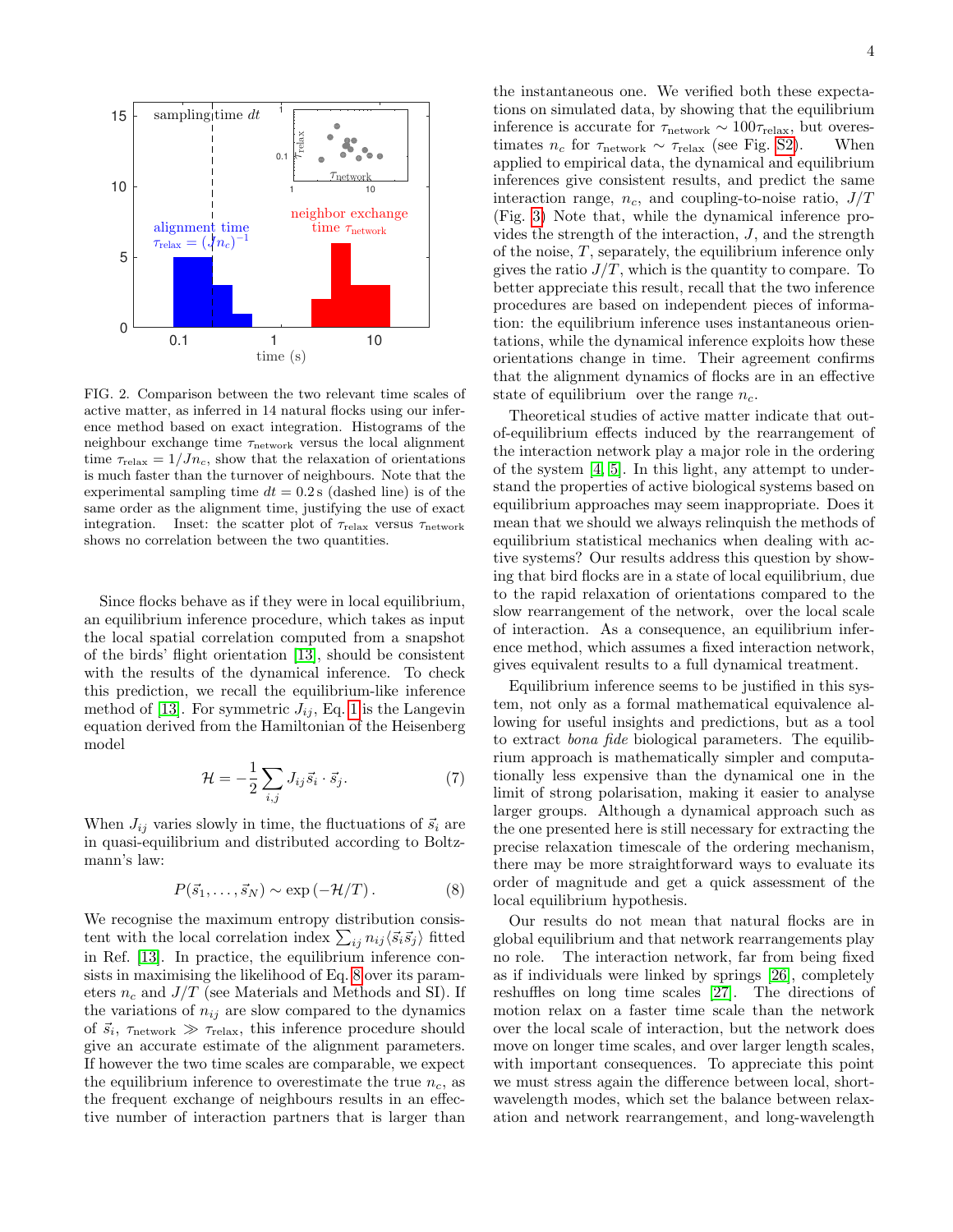FIG. 2. Comparison between the two relevant time scales of active matter, as inferred in 14 natural flocks using our inference method based on exact integration. Histograms of the neighbour exchange time $\tau_{\text{network}}$ versus the local alignment time $\tau_{\text{relax}} = 1/Jn_c$, show that the relaxation of orientations is much faster than the turnover of neighbours. Note that the experimental sampling time $dt = 0.2\,\text{s}$ (dashed line) is of the same order as the alignment time, justifying the use of exact integration. Inset: the scatter plot of $\tau_{\text{relax}}$ versus $\tau_{\text{network}}$ shows no correlation between the two quantities.

Since flocks behave as if they were in local equilibrium, an equilibrium inference procedure, which takes as input the local spatial correlation computed from a snapshot of the birds' flight orientation [13], should be consistent with the results of the dynamical inference. To check this prediction, we recall the equilibrium-like inference method of [13]. For symmetric $J_{ij}$, Eq. 1 is the Langevin equation derived from the Hamiltonian of the Heisenberg model

$$\mathcal{H} = -\frac{1}{2}\sum_{i,j} J_{ij}\vec{s}_i \cdot \vec{s}_j. \tag{7}$$

When $J_{ij}$ varies slowly in time, the fluctuations of $\vec{s}_i$ are in quasi-equilibrium and distributed according to Boltzmann's law:

$$P(\vec{s}_1, \ldots, \vec{s}_N) \sim \exp\left(-\mathcal{H}/T\right). \tag{8}$$

We recognise the maximum entropy distribution consistent with the local correlation index $\sum_{ij} n_{ij}\langle \vec{s}_i \vec{s}_j\rangle$ fitted in Ref. [13]. In practice, the equilibrium inference consists in maximising the likelihood of Eq. 8 over its parameters $n_c$ and $J/T$ (see Materials and Methods and SI). If the variations of $n_{ij}$ are slow compared to the dynamics of $\vec{s}_i$, $\tau_{\text{network}} \gg \tau_{\text{relax}}$, this inference procedure should give an accurate estimate of the alignment parameters. If however the two time scales are comparable, we expect the equilibrium inference to overestimate the true $n_c$, as the frequent exchange of neighbours results in an effective number of interaction partners that is larger than the instantaneous one. We verified both these expectations on simulated data, by showing that the equilibrium inference is accurate for $\tau_{\text{network}} \sim 100\tau_{\text{relax}}$, but overestimates $n_c$ for $\tau_{\text{network}} \sim \tau_{\text{relax}}$ (see Fig. S2). When applied to empirical data, the dynamical and equilibrium inferences give consistent results, and predict the same interaction range, $n_c$, and coupling-to-noise ratio, $J/T$ (Fig. 3) Note that, while the dynamical inference provides the strength of the interaction, $J$, and the strength of the noise, $T$, separately, the equilibrium inference only gives the ratio $J/T$, which is the quantity to compare. To better appreciate this result, recall that the two inference procedures are based on independent pieces of information: the equilibrium inference uses instantaneous orientations, while the dynamical inference exploits how these orientations change in time. Their agreement confirms that the alignment dynamics of flocks are in an effective state of equilibrium over the range $n_c$.

Theoretical studies of active matter indicate that out-of-equilibrium effects induced by the rearrangement of the interaction network play a major role in the ordering of the system [4, 5]. In this light, any attempt to understand the properties of active biological systems based on equilibrium approaches may seem inappropriate. Does it mean that we should we always relinquish the methods of equilibrium statistical mechanics when dealing with active systems? Our results address this question by showing that bird flocks are in a state of local equilibrium, due to the rapid relaxation of orientations compared to the slow rearrangement of the network, over the local scale of interaction. As a consequence, an equilibrium inference method, which assumes a fixed interaction network, gives equivalent results to a full dynamical treatment.

Equilibrium inference seems to be justified in this system, not only as a formal mathematical equivalence allowing for useful insights and predictions, but as a tool to extract *bona fide* biological parameters. The equilibrium approach is mathematically simpler and computationally less expensive than the dynamical one in the limit of strong polarisation, making it easier to analyse larger groups. Although a dynamical approach such as the one presented here is still necessary for extracting the precise relaxation timescale of the ordering mechanism, there may be more straightforward ways to evaluate its order of magnitude and get a quick assessment of the local equilibrium hypothesis.

Our results do not mean that natural flocks are in global equilibrium and that network rearrangements play no role. The interaction network, far from being fixed as if individuals were linked by springs [26], completely reshuffles on long time scales [27]. The directions of motion relax on a faster time scale than the network over the local scale of interaction, but the network does move on longer time scales, and over larger length scales, with important consequences. To appreciate this point we must stress again the difference between local, short-wavelength modes, which set the balance between relaxation and network rearrangement, and long-wavelength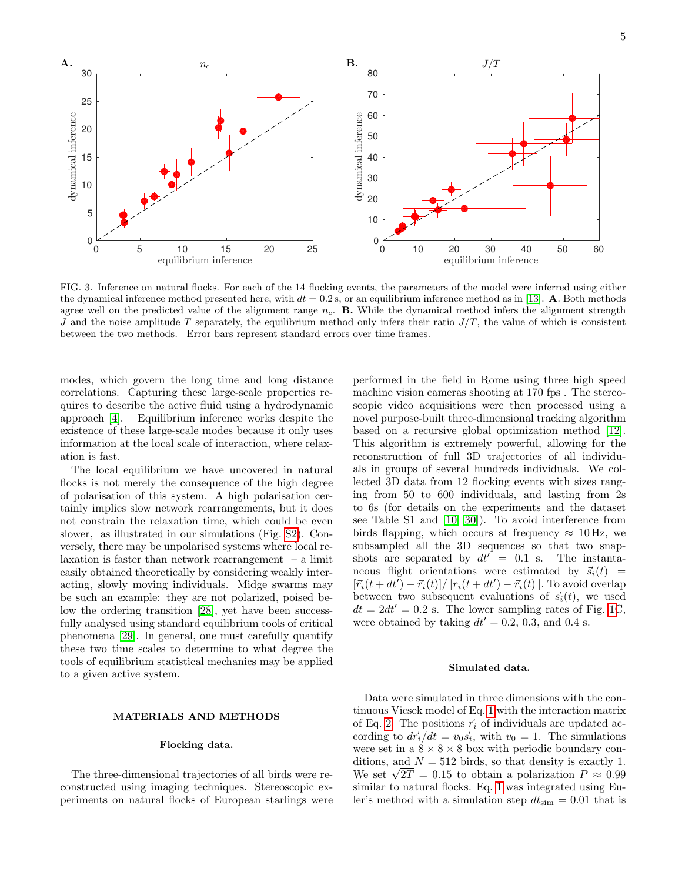FIG. 3. Inference on natural flocks. For each of the 14 flocking events, the parameters of the model were inferred using either the dynamical inference method presented here, with $dt = 0.2$ s, or an equilibrium inference method as in [13]. **A**. Both methods agree well on the predicted value of the alignment range $n_c$. **B.** While the dynamical method infers the alignment strength $J$ and the noise amplitude $T$ separately, the equilibrium method only infers their ratio $J/T$, the value of which is consistent between the two methods. Error bars represent standard errors over time frames.

modes, which govern the long time and long distance correlations. Capturing these large-scale properties requires to describe the active fluid using a hydrodynamic approach [4]. Equilibrium inference works despite the existence of these large-scale modes because it only uses information at the local scale of interaction, where relaxation is fast.

The local equilibrium we have uncovered in natural flocks is not merely the consequence of the high degree of polarisation of this system. A high polarisation certainly implies slow network rearrangements, but it does not constrain the relaxation time, which could be even slower, as illustrated in our simulations (Fig. S2). Conversely, there may be unpolarised systems where local relaxation is faster than network rearrangement – a limit easily obtained theoretically by considering weakly interacting, slowly moving individuals. Midge swarms may be such an example: they are not polarized, poised below the ordering transition [28], yet have been successfully analysed using standard equilibrium tools of critical phenomena [29]. In general, one must carefully quantify these two time scales to determine to what degree the tools of equilibrium statistical mechanics may be applied to a given active system.

## MATERIALS AND METHODS

### Flocking data.

The three-dimensional trajectories of all birds were reconstructed using imaging techniques. Stereoscopic experiments on natural flocks of European starlings were performed in the field in Rome using three high speed machine vision cameras shooting at 170 fps . The stereoscopic video acquisitions were then processed using a novel purpose-built three-dimensional tracking algorithm based on a recursive global optimization method [12]. This algorithm is extremely powerful, allowing for the reconstruction of full 3D trajectories of all individuals in groups of several hundreds individuals. We collected 3D data from 12 flocking events with sizes ranging from 50 to 600 individuals, and lasting from 2s to 6s (for details on the experiments and the dataset see Table S1 and [10, 30]). To avoid interference from birds flapping, which occurs at frequency $\approx 10\,\mathrm{Hz}$, we subsampled all the 3D sequences so that two snapshots are separated by $dt' = 0.1$ s. The instantaneous flight orientations were estimated by $\vec{s}_i(t) = [\vec{r}_i(t + dt') - \vec{r}_i(t)]/\|r_i(t + dt') - \vec{r}_i(t)\|$. To avoid overlap between two subsequent evaluations of $\vec{s}_i(t)$, we used $dt = 2dt' = 0.2$ s. The lower sampling rates of Fig. 1C, were obtained by taking $dt' = 0.2$, $0.3$, and $0.4$ s.

### Simulated data.

Data were simulated in three dimensions with the continuous Vicsek model of Eq. 1 with the interaction matrix of Eq. 2. The positions $\vec{r}_i$ of individuals are updated according to $d\vec{r}_i/dt = v_0\vec{s}_i$, with $v_0 = 1$. The simulations were set in a $8 \times 8 \times 8$ box with periodic boundary conditions, and $N = 512$ birds, so that density is exactly 1. We set $\sqrt{2T} = 0.15$ to obtain a polarization $P \approx 0.99$ similar to natural flocks. Eq. 1 was integrated using Euler's method with a simulation step $dt_{\mathrm{sim}} = 0.01$ that is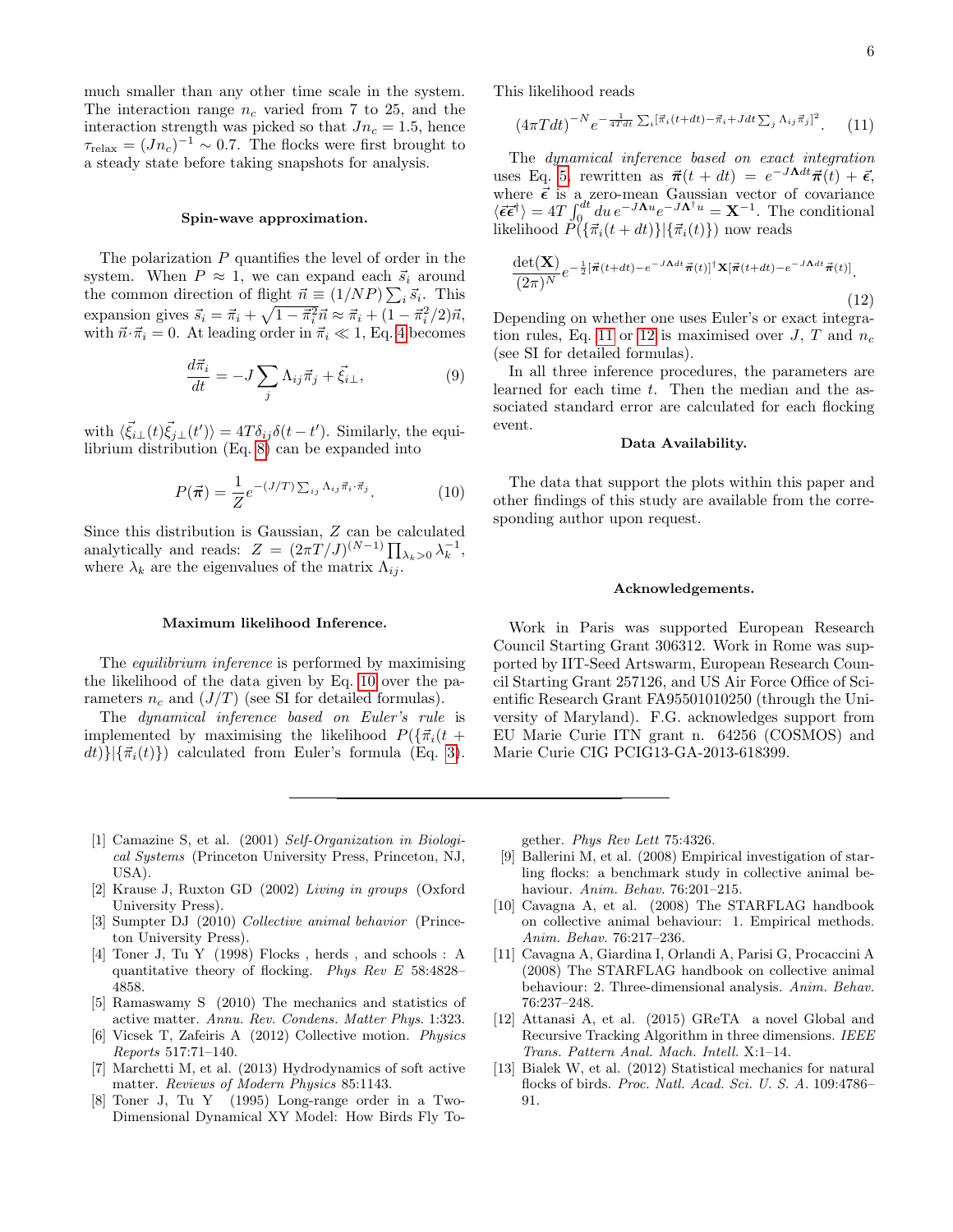much smaller than any other time scale in the system. The interaction range $n_c$ varied from 7 to 25, and the interaction strength was picked so that $Jn_c = 1.5$, hence $\tau_{\rm relax} = (Jn_c)^{-1} \sim 0.7$. The flocks were first brought to a steady state before taking snapshots for analysis.

### Spin-wave approximation.

The polarization $P$ quantifies the level of order in the system. When $P \approx 1$, we can expand each $\vec{s}_i$ around the common direction of flight $\vec{n} \equiv (1/NP)\sum_i \vec{s}_i$. This expansion gives $\vec{s}_i = \vec{\pi}_i + \sqrt{1-\vec{\pi}_i^2}\vec{n} \approx \vec{\pi}_i + (1-\vec{\pi}_i^2/2)\vec{n}$, with $\vec{n}\cdot\vec{\pi}_i = 0$. At leading order in $\vec{\pi}_i \ll 1$, Eq. 4 becomes

$$\frac{d\vec{\pi}_i}{dt} = -J\sum_j \Lambda_{ij}\vec{\pi}_j + \vec{\xi}_{i\perp}, \tag{9}$$

with $\langle \vec{\xi}_{i\perp}(t)\vec{\xi}_{j\perp}(t')\rangle = 4T\delta_{ij}\delta(t-t')$. Similarly, the equilibrium distribution (Eq. 8) can be expanded into

$$P(\vec{\boldsymbol{\pi}}) = \frac{1}{Z} e^{-(J/T)\sum_{ij}\Lambda_{ij}\vec{\pi}_i\cdot\vec{\pi}_j}. \tag{10}$$

Since this distribution is Gaussian, $Z$ can be calculated analytically and reads: $Z = (2\pi T/J)^{(N-1)}\prod_{\lambda_k>0}\lambda_k^{-1}$, where $\lambda_k$ are the eigenvalues of the matrix $\Lambda_{ij}$.

### Maximum likelihood Inference.

The *equilibrium inference* is performed by maximising the likelihood of the data given by Eq. 10 over the parameters $n_c$ and $(J/T)$ (see SI for detailed formulas).

The *dynamical inference based on Euler's rule* is implemented by maximising the likelihood $P(\{\vec{\pi}_i(t+dt)\}|\{\vec{\pi}_i(t)\})$ calculated from Euler's formula (Eq. 3). This likelihood reads

$$(4\pi T dt)^{-N} e^{-\frac{1}{4Tdt}\sum_i[\vec{\pi}_i(t+dt)-\vec{\pi}_i + Jdt\sum_j\Lambda_{ij}\vec{\pi}_j]^2}. \tag{11}$$

The *dynamical inference based on exact integration* uses Eq. 5, rewritten as $\vec{\boldsymbol{\pi}}(t+dt) = e^{-J\boldsymbol{\Lambda}dt}\vec{\boldsymbol{\pi}}(t) + \vec{\boldsymbol{\epsilon}}$, where $\vec{\boldsymbol{\epsilon}}$ is a zero-mean Gaussian vector of covariance $\langle \vec{\boldsymbol{\epsilon}}\vec{\boldsymbol{\epsilon}}^\dagger\rangle = 4T\int_0^{dt} du\, e^{-J\boldsymbol{\Lambda}u}e^{-J\boldsymbol{\Lambda}^\dagger u} = \mathbf{X}^{-1}$. The conditional likelihood $P(\{\vec{\pi}_i(t+dt)\}|\{\vec{\pi}_i(t)\})$ now reads

$$\frac{\det(\mathbf{X})}{(2\pi)^N} e^{-\frac{1}{2}[\vec{\boldsymbol{\pi}}(t+dt)-e^{-J\boldsymbol{\Lambda}dt}\vec{\boldsymbol{\pi}}(t)]^\dagger \mathbf{X}[\vec{\boldsymbol{\pi}}(t+dt)-e^{-J\boldsymbol{\Lambda}dt}\vec{\boldsymbol{\pi}}(t)]}. \tag{12}$$

Depending on whether one uses Euler's or exact integration rules, Eq. 11 or 12 is maximised over $J$, $T$ and $n_c$ (see SI for detailed formulas).

In all three inference procedures, the parameters are learned for each time $t$. Then the median and the associated standard error are calculated for each flocking event.

### Data Availability.

The data that support the plots within this paper and other findings of this study are available from the corresponding author upon request.

### Acknowledgements.

Work in Paris was supported European Research Council Starting Grant 306312. Work in Rome was supported by IIT-Seed Artswarm, European Research Council Starting Grant 257126, and US Air Force Office of Scientific Research Grant FA95501010250 (through the University of Maryland). F.G. acknowledges support from EU Marie Curie ITN grant n. 64256 (COSMOS) and Marie Curie CIG PCIG13-GA-2013-618399.

---

[1] Camazine S, et al. (2001) *Self-Organization in Biological Systems* (Princeton University Press, Princeton, NJ, USA).

[2] Krause J, Ruxton GD (2002) *Living in groups* (Oxford University Press).

[3] Sumpter DJ (2010) *Collective animal behavior* (Princeton University Press).

[4] Toner J, Tu Y (1998) Flocks , herds , and schools : A quantitative theory of flocking. *Phys Rev E* 58:4828–4858.

[5] Ramaswamy S (2010) The mechanics and statistics of active matter. *Annu. Rev. Condens. Matter Phys.* 1:323.

[6] Vicsek T, Zafeiris A (2012) Collective motion. *Physics Reports* 517:71–140.

[7] Marchetti M, et al. (2013) Hydrodynamics of soft active matter. *Reviews of Modern Physics* 85:1143.

[8] Toner J, Tu Y (1995) Long-range order in a Two-Dimensional Dynamical XY Model: How Birds Fly Together. *Phys Rev Lett* 75:4326.

[9] Ballerini M, et al. (2008) Empirical investigation of starling flocks: a benchmark study in collective animal behaviour. *Anim. Behav.* 76:201–215.

[10] Cavagna A, et al. (2008) The STARFLAG handbook on collective animal behaviour: 1. Empirical methods. *Anim. Behav.* 76:217–236.

[11] Cavagna A, Giardina I, Orlandi A, Parisi G, Procaccini A (2008) The STARFLAG handbook on collective animal behaviour: 2. Three-dimensional analysis. *Anim. Behav.* 76:237–248.

[12] Attanasi A, et al. (2015) GReTA a novel Global and Recursive Tracking Algorithm in three dimensions. *IEEE Trans. Pattern Anal. Mach. Intell.* X:1–14.

[13] Bialek W, et al. (2012) Statistical mechanics for natural flocks of birds. *Proc. Natl. Acad. Sci. U. S. A.* 109:4786–91.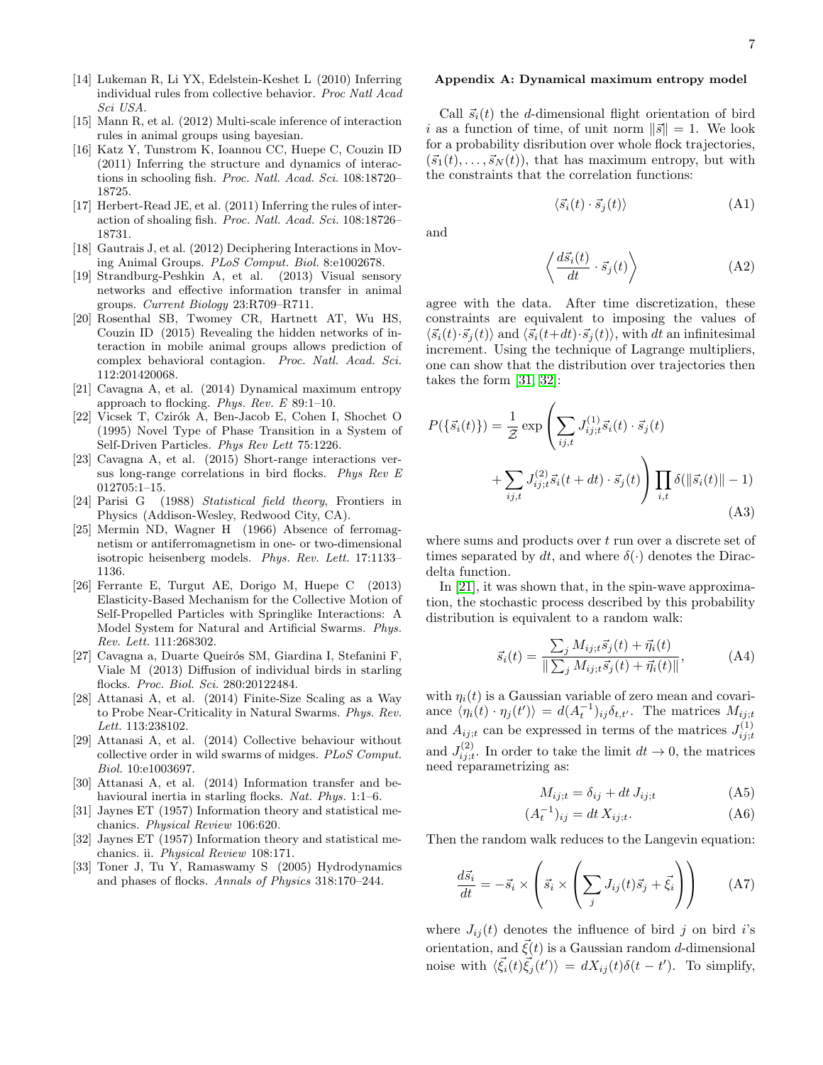[14] Lukeman R, Li YX, Edelstein-Keshet L (2010) Inferring individual rules from collective behavior. *Proc Natl Acad Sci USA*.

[15] Mann R, et al. (2012) Multi-scale inference of interaction rules in animal groups using bayesian.

[16] Katz Y, Tunstrom K, Ioannou CC, Huepe C, Couzin ID (2011) Inferring the structure and dynamics of interactions in schooling fish. *Proc. Natl. Acad. Sci.* 108:18720–18725.

[17] Herbert-Read JE, et al. (2011) Inferring the rules of interaction of shoaling fish. *Proc. Natl. Acad. Sci.* 108:18726–18731.

[18] Gautrais J, et al. (2012) Deciphering Interactions in Moving Animal Groups. *PLoS Comput. Biol.* 8:e1002678.

[19] Strandburg-Peshkin A, et al. (2013) Visual sensory networks and effective information transfer in animal groups. *Current Biology* 23:R709–R711.

[20] Rosenthal SB, Twomey CR, Hartnett AT, Wu HS, Couzin ID (2015) Revealing the hidden networks of interaction in mobile animal groups allows prediction of complex behavioral contagion. *Proc. Natl. Acad. Sci.* 112:201420068.

[21] Cavagna A, et al. (2014) Dynamical maximum entropy approach to flocking. *Phys. Rev. E* 89:1–10.

[22] Vicsek T, Czirók A, Ben-Jacob E, Cohen I, Shochet O (1995) Novel Type of Phase Transition in a System of Self-Driven Particles. *Phys Rev Lett* 75:1226.

[23] Cavagna A, et al. (2015) Short-range interactions versus long-range correlations in bird flocks. *Phys Rev E* 012705:1–15.

[24] Parisi G (1988) *Statistical field theory*, Frontiers in Physics (Addison-Wesley, Redwood City, CA).

[25] Mermin ND, Wagner H (1966) Absence of ferromagnetism or antiferromagnetism in one- or two-dimensional isotropic heisenberg models. *Phys. Rev. Lett.* 17:1133–1136.

[26] Ferrante E, Turgut AE, Dorigo M, Huepe C (2013) Elasticity-Based Mechanism for the Collective Motion of Self-Propelled Particles with Springlike Interactions: A Model System for Natural and Artificial Swarms. *Phys. Rev. Lett.* 111:268302.

[27] Cavagna a, Duarte Queirós SM, Giardina I, Stefanini F, Viale M (2013) Diffusion of individual birds in starling flocks. *Proc. Biol. Sci.* 280:20122484.

[28] Attanasi A, et al. (2014) Finite-Size Scaling as a Way to Probe Near-Criticality in Natural Swarms. *Phys. Rev. Lett.* 113:238102.

[29] Attanasi A, et al. (2014) Collective behaviour without collective order in wild swarms of midges. *PLoS Comput. Biol.* 10:e1003697.

[30] Attanasi A, et al. (2014) Information transfer and behavioural inertia in starling flocks. *Nat. Phys.* 1:1–6.

[31] Jaynes ET (1957) Information theory and statistical mechanics. *Physical Review* 106:620.

[32] Jaynes ET (1957) Information theory and statistical mechanics. ii. *Physical Review* 108:171.

[33] Toner J, Tu Y, Ramaswamy S (2005) Hydrodynamics and phases of flocks. *Annals of Physics* 318:170–244.

## Appendix A: Dynamical maximum entropy model

Call $\vec{s}_i(t)$ the $d$-dimensional flight orientation of bird $i$ as a function of time, of unit norm $\|\vec{s}\| = 1$. We look for a probability disribution over whole flock trajectories, $(\vec{s}_1(t), \ldots, \vec{s}_N(t))$, that has maximum entropy, but with the constraints that the correlation functions:

$$\langle \vec{s}_i(t) \cdot \vec{s}_j(t) \rangle \tag{A1}$$

and

$$\left\langle \frac{d\vec{s}_i(t)}{dt} \cdot \vec{s}_j(t) \right\rangle \tag{A2}$$

agree with the data. After time discretization, these constraints are equivalent to imposing the values of $\langle \vec{s}_i(t) \cdot \vec{s}_j(t) \rangle$ and $\langle \vec{s}_i(t+dt) \cdot \vec{s}_j(t) \rangle$, with $dt$ an infinitesimal increment. Using the technique of Lagrange multipliers, one can show that the distribution over trajectories then takes the form [31, 32]:

$$P(\{\vec{s}_i(t)\}) = \frac{1}{\mathcal{Z}} \exp\left( \sum_{ij,t} J^{(1)}_{ij;t} \vec{s}_i(t) \cdot \vec{s}_j(t) + \sum_{ij,t} J^{(2)}_{ij;t} \vec{s}_i(t+dt) \cdot \vec{s}_j(t) \right) \prod_{i,t} \delta(\|\vec{s}_i(t)\| - 1) \tag{A3}$$

where sums and products over $t$ run over a discrete set of times separated by $dt$, and where $\delta(\cdot)$ denotes the Dirac-delta function.

In [21], it was shown that, in the spin-wave approximation, the stochastic process described by this probability distribution is equivalent to a random walk:

$$\vec{s}_i(t) = \frac{\sum_j M_{ij;t} \vec{s}_j(t) + \vec{\eta}_i(t)}{\| \sum_j M_{ij;t} \vec{s}_j(t) + \vec{\eta}_i(t) \|}, \tag{A4}$$

with $\eta_i(t)$ is a Gaussian variable of zero mean and covariance $\langle \eta_i(t) \cdot \eta_j(t') \rangle = d(A_t^{-1})_{ij} \delta_{t,t'}$. The matrices $M_{ij;t}$ and $A_{ij;t}$ can be expressed in terms of the matrices $J^{(1)}_{ij;t}$ and $J^{(2)}_{ij;t}$. In order to take the limit $dt \to 0$, the matrices need reparametrizing as:

$$M_{ij;t} = \delta_{ij} + dt\, J_{ij;t} \tag{A5}$$

$$(A_t^{-1})_{ij} = dt\, X_{ij;t}. \tag{A6}$$

Then the random walk reduces to the Langevin equation:

$$\frac{d\vec{s}_i}{dt} = -\vec{s}_i \times \left( \vec{s}_i \times \left( \sum_j J_{ij}(t) \vec{s}_j + \vec{\xi}_i \right) \right) \tag{A7}$$

where $J_{ij}(t)$ denotes the influence of bird $j$ on bird $i$'s orientation, and $\vec{\xi}(t)$ is a Gaussian random $d$-dimensional noise with $\langle \vec{\xi}_i(t) \vec{\xi}_j(t') \rangle = d X_{ij}(t) \delta(t - t')$. To simplify,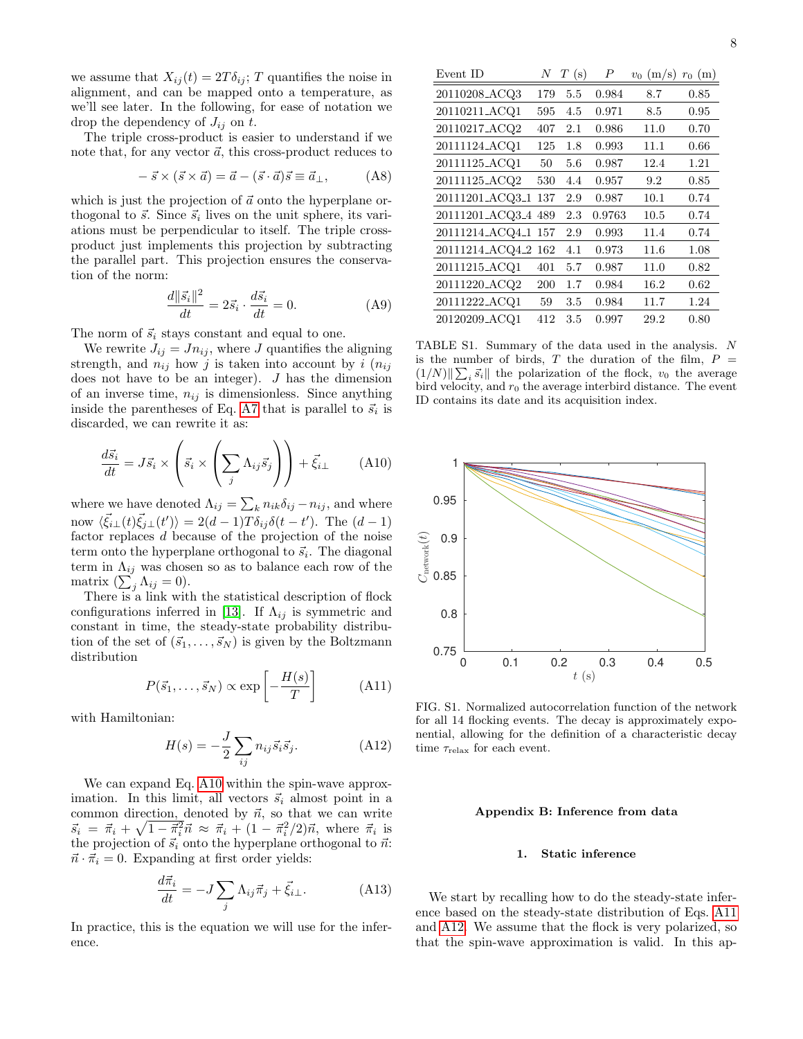we assume that $X_{ij}(t) = 2T\delta_{ij}$; $T$ quantifies the noise in alignment, and can be mapped onto a temperature, as we'll see later. In the following, for ease of notation we drop the dependency of $J_{ij}$ on $t$.

The triple cross-product is easier to understand if we note that, for any vector $\vec{a}$, this cross-product reduces to

$$-\vec{s} \times (\vec{s} \times \vec{a}) = \vec{a} - (\vec{s} \cdot \vec{a})\vec{s} \equiv \vec{a}_\perp, \tag{A8}$$

which is just the projection of $\vec{a}$ onto the hyperplane orthogonal to $\vec{s}$. Since $\vec{s}_i$ lives on the unit sphere, its variations must be perpendicular to itself. The triple cross-product just implements this projection by subtracting the parallel part. This projection ensures the conservation of the norm:

$$\frac{d\|\vec{s}_i\|^2}{dt} = 2\vec{s}_i \cdot \frac{d\vec{s}_i}{dt} = 0. \tag{A9}$$

The norm of $\vec{s}_i$ stays constant and equal to one.

We rewrite $J_{ij} = Jn_{ij}$, where $J$ quantifies the aligning strength, and $n_{ij}$ how $j$ is taken into account by $i$ ($n_{ij}$ does not have to be an integer). $J$ has the dimension of an inverse time, $n_{ij}$ is dimensionless. Since anything inside the parentheses of Eq. A7 that is parallel to $\vec{s}_i$ is discarded, we can rewrite it as:

$$\frac{d\vec{s}_i}{dt} = J\vec{s}_i \times \left(\vec{s}_i \times \left(\sum_j \Lambda_{ij}\vec{s}_j\right)\right) + \vec{\xi}_{i\perp} \tag{A10}$$

where we have denoted $\Lambda_{ij} = \sum_k n_{ik}\delta_{ij} - n_{ij}$, and where now $\langle \vec{\xi}_{i\perp}(t)\vec{\xi}_{j\perp}(t')\rangle = 2(d-1)T\delta_{ij}\delta(t-t')$. The $(d-1)$ factor replaces $d$ because of the projection of the noise term onto the hyperplane orthogonal to $\vec{s}_i$. The diagonal term in $\Lambda_{ij}$ was chosen so as to balance each row of the matrix ($\sum_j \Lambda_{ij} = 0$).

There is a link with the statistical description of flock configurations inferred in [13]. If $\Lambda_{ij}$ is symmetric and constant in time, the steady-state probability distribution of the set of $(\vec{s}_1, \ldots, \vec{s}_N)$ is given by the Boltzmann distribution

$$P(\vec{s}_1, \ldots, \vec{s}_N) \propto \exp\left[-\frac{H(s)}{T}\right] \tag{A11}$$

with Hamiltonian:

$$H(s) = -\frac{J}{2}\sum_{ij} n_{ij}\vec{s}_i\vec{s}_j. \tag{A12}$$

We can expand Eq. A10 within the spin-wave approximation. In this limit, all vectors $\vec{s}_i$ almost point in a common direction, denoted by $\vec{n}$, so that we can write $\vec{s}_i = \vec{\pi}_i + \sqrt{1-\vec{\pi}_i^2}\vec{n} \approx \vec{\pi}_i + (1-\vec{\pi}_i^2/2)\vec{n}$, where $\vec{\pi}_i$ is the projection of $\vec{s}_i$ onto the hyperplane orthogonal to $\vec{n}$: $\vec{n} \cdot \vec{\pi}_i = 0$. Expanding at first order yields:

$$\frac{d\vec{\pi}_i}{dt} = -J\sum_j \Lambda_{ij}\vec{\pi}_j + \vec{\xi}_{i\perp}. \tag{A13}$$

In practice, this is the equation we will use for the inference.

| Event ID | $N$ | $T$ (s) | $P$ | $v_0$ (m/s) | $r_0$ (m) |
|---|---|---|---|---|---|
| 20110208_ACQ3 | 179 | 5.5 | 0.984 | 8.7 | 0.85 |
| 20110211_ACQ1 | 595 | 4.5 | 0.971 | 8.5 | 0.95 |
| 20110217_ACQ2 | 407 | 2.1 | 0.986 | 11.0 | 0.70 |
| 20111124_ACQ1 | 125 | 1.8 | 0.993 | 11.1 | 0.66 |
| 20111125_ACQ1 | 50 | 5.6 | 0.987 | 12.4 | 1.21 |
| 20111125_ACQ2 | 530 | 4.4 | 0.957 | 9.2 | 0.85 |
| 20111201_ACQ3_1 | 137 | 2.9 | 0.987 | 10.1 | 0.74 |
| 20111201_ACQ3_4 | 489 | 2.3 | 0.9763 | 10.5 | 0.74 |
| 20111214_ACQ4_1 | 157 | 2.9 | 0.993 | 11.4 | 0.74 |
| 20111214_ACQ4_2 | 162 | 4.1 | 0.973 | 11.6 | 1.08 |
| 20111215_ACQ1 | 401 | 5.7 | 0.987 | 11.0 | 0.82 |
| 20111220_ACQ2 | 200 | 1.7 | 0.984 | 16.2 | 0.62 |
| 20111222_ACQ1 | 59 | 3.5 | 0.984 | 11.7 | 1.24 |
| 20120209_ACQ1 | 412 | 3.5 | 0.997 | 29.2 | 0.80 |

TABLE S1. Summary of the data used in the analysis. $N$ is the number of birds, $T$ the duration of the film, $P = (1/N)\|\sum_i \vec{s}_i\|$ the polarization of the flock, $v_0$ the average bird velocity, and $r_0$ the average interbird distance. The event ID contains its date and its acquisition index.

FIG. S1. Normalized autocorrelation function of the network for all 14 flocking events. The decay is approximately exponential, allowing for the definition of a characteristic decay time $\tau_{\rm relax}$ for each event.

## Appendix B: Inference from data

### 1. Static inference

We start by recalling how to do the steady-state inference based on the steady-state distribution of Eqs. A11 and A12. We assume that the flock is very polarized, so that the spin-wave approximation is valid. In this ap-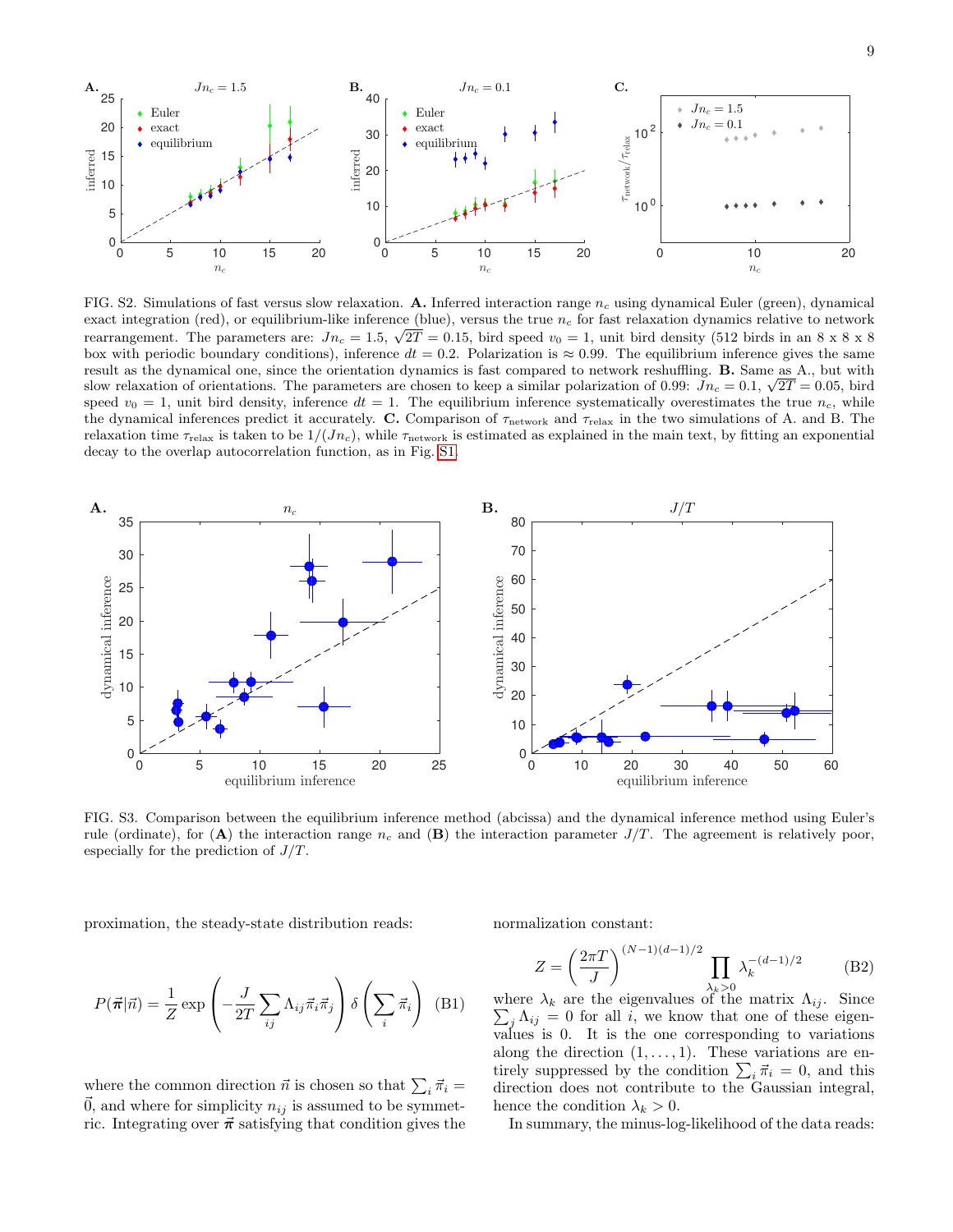FIG. S2. Simulations of fast versus slow relaxation. **A.** Inferred interaction range $n_c$ using dynamical Euler (green), dynamical exact integration (red), or equilibrium-like inference (blue), versus the true $n_c$ for fast relaxation dynamics relative to network rearrangement. The parameters are: $Jn_c = 1.5$, $\sqrt{2T} = 0.15$, bird speed $v_0 = 1$, unit bird density (512 birds in an 8 x 8 x 8 box with periodic boundary conditions), inference $dt = 0.2$. Polarization is $\approx 0.99$. The equilibrium inference gives the same result as the dynamical one, since the orientation dynamics is fast compared to network reshuffling. **B.** Same as A., but with slow relaxation of orientations. The parameters are chosen to keep a similar polarization of 0.99: $Jn_c = 0.1$, $\sqrt{2T} = 0.05$, bird speed $v_0 = 1$, unit bird density, inference $dt = 1$. The equilibrium inference systematically overestimates the true $n_c$, while the dynamical inferences predict it accurately. **C.** Comparison of $\tau_{\text{network}}$ and $\tau_{\text{relax}}$ in the two simulations of A. and B. The relaxation time $\tau_{\text{relax}}$ is taken to be $1/(Jn_c)$, while $\tau_{\text{network}}$ is estimated as explained in the main text, by fitting an exponential decay to the overlap autocorrelation function, as in Fig. S1.

FIG. S3. Comparison between the equilibrium inference method (abcissa) and the dynamical inference method using Euler's rule (ordinate), for (**A**) the interaction range $n_c$ and (**B**) the interaction parameter $J/T$. The agreement is relatively poor, especially for the prediction of $J/T$.

proximation, the steady-state distribution reads:

$$P(\vec{\boldsymbol{\pi}}|\vec{n}) = \frac{1}{Z} \exp\left(-\frac{J}{2T}\sum_{ij}\Lambda_{ij}\vec{\pi}_i\vec{\pi}_j\right)\delta\left(\sum_i \vec{\pi}_i\right) \quad \text{(B1)}$$

where the common direction $\vec{n}$ is chosen so that $\sum_i \vec{\pi}_i = \vec{0}$, and where for simplicity $n_{ij}$ is assumed to be symmetric. Integrating over $\vec{\boldsymbol{\pi}}$ satisfying that condition gives the normalization constant:

$$Z = \left(\frac{2\pi T}{J}\right)^{(N-1)(d-1)/2} \prod_{\lambda_k>0} \lambda_k^{-(d-1)/2} \quad \text{(B2)}$$

where $\lambda_k$ are the eigenvalues of the matrix $\Lambda_{ij}$. Since $\sum_j \Lambda_{ij} = 0$ for all $i$, we know that one of these eigenvalues is 0. It is the one corresponding to variations along the direction $(1, \dots, 1)$. These variations are entirely suppressed by the condition $\sum_i \vec{\pi}_i = 0$, and this direction does not contribute to the Gaussian integral, hence the condition $\lambda_k > 0$.

In summary, the minus-log-likelihood of the data reads: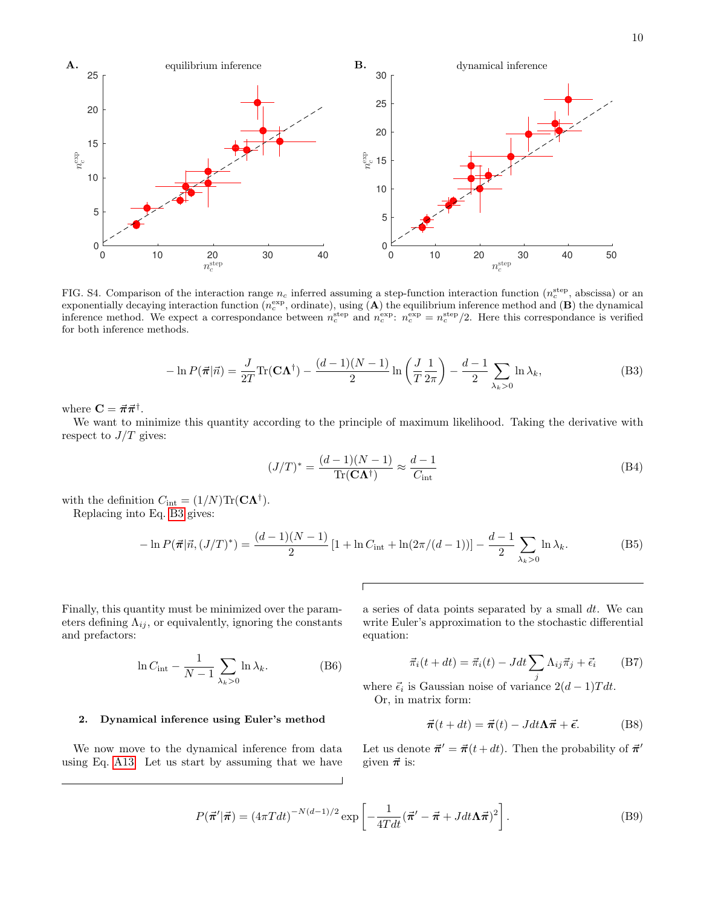FIG. S4. Comparison of the interaction range $n_c$ inferred assuming a step-function interaction function ($n_c^{\rm step}$, abscissa) or an exponentially decaying interaction function ($n_c^{\rm exp}$, ordinate), using (**A**) the equilibrium inference method and (**B**) the dynamical inference method. We expect a correspondance between $n_c^{\rm step}$ and $n_c^{\rm exp}$: $n_c^{\rm exp} = n_c^{\rm step}/2$. Here this correspondance is verified for both inference methods.

$$-\ln P(\vec{\boldsymbol{\pi}}|\vec{n}) = \frac{J}{2T}\mathrm{Tr}(\mathbf{C}\boldsymbol{\Lambda}^{\dagger}) - \frac{(d-1)(N-1)}{2}\ln\left(\frac{J}{T}\frac{1}{2\pi}\right) - \frac{d-1}{2}\sum_{\lambda_k>0}\ln\lambda_k, \tag{B3}$$

where $\mathbf{C} = \vec{\boldsymbol{\pi}}\vec{\boldsymbol{\pi}}^{\dagger}$.

We want to minimize this quantity according to the principle of maximum likelihood. Taking the derivative with respect to $J/T$ gives:

$$(J/T)^* = \frac{(d-1)(N-1)}{\mathrm{Tr}(\mathbf{C}\boldsymbol{\Lambda}^{\dagger})} \approx \frac{d-1}{C_{\rm int}} \tag{B4}$$

with the definition $C_{\rm int} = (1/N)\mathrm{Tr}(\mathbf{C}\boldsymbol{\Lambda}^{\dagger})$.

Replacing into Eq. B3 gives:

$$-\ln P(\vec{\boldsymbol{\pi}}|\vec{n},(J/T)^*) = \frac{(d-1)(N-1)}{2}\left[1 + \ln C_{\rm int} + \ln(2\pi/(d-1))\right] - \frac{d-1}{2}\sum_{\lambda_k>0}\ln\lambda_k. \tag{B5}$$

Finally, this quantity must be minimized over the parameters defining $\Lambda_{ij}$, or equivalently, ignoring the constants and prefactors:

$$\ln C_{\rm int} - \frac{1}{N-1}\sum_{\lambda_k>0}\ln\lambda_k. \tag{B6}$$

### 2. Dynamical inference using Euler's method

We now move to the dynamical inference from data using Eq. A13. Let us start by assuming that we have a series of data points separated by a small $dt$. We can write Euler's approximation to the stochastic differential equation:

$$\vec{\pi}_i(t+dt) = \vec{\pi}_i(t) - Jdt\sum_j \Lambda_{ij}\vec{\pi}_j + \vec{\epsilon}_i \tag{B7}$$

where $\vec{\epsilon}_i$ is Gaussian noise of variance $2(d-1)Tdt$.

Or, in matrix form:

$$\vec{\boldsymbol{\pi}}(t+dt) = \vec{\boldsymbol{\pi}}(t) - Jdt\boldsymbol{\Lambda}\vec{\boldsymbol{\pi}} + \vec{\boldsymbol{\epsilon}}. \tag{B8}$$

Let us denote $\vec{\boldsymbol{\pi}}' = \vec{\boldsymbol{\pi}}(t+dt)$. Then the probability of $\vec{\boldsymbol{\pi}}'$ given $\vec{\boldsymbol{\pi}}$ is:

$$P(\vec{\boldsymbol{\pi}}'|\vec{\boldsymbol{\pi}}) = (4\pi Tdt)^{-N(d-1)/2}\exp\left[-\frac{1}{4Tdt}(\vec{\boldsymbol{\pi}}' - \vec{\boldsymbol{\pi}} + Jdt\boldsymbol{\Lambda}\vec{\boldsymbol{\pi}})^2\right]. \tag{B9}$$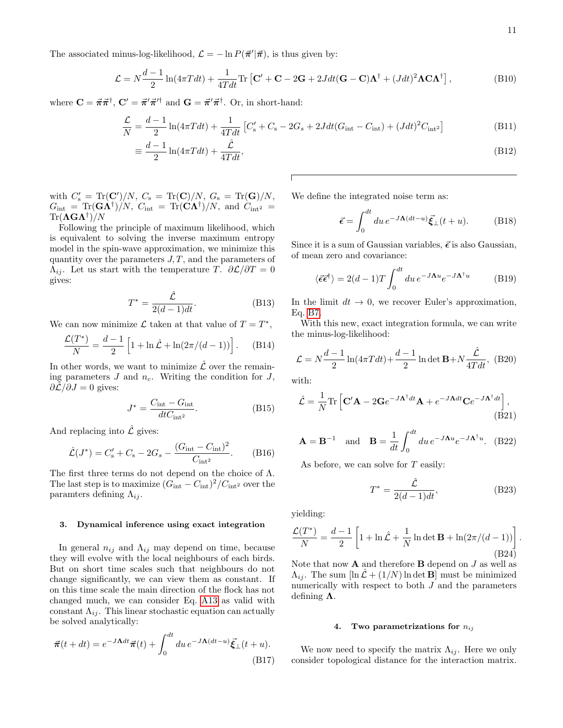The associated minus-log-likelihood, $\mathcal{L} = -\ln P(\vec{\boldsymbol{\pi}}'|\vec{\boldsymbol{\pi}})$, is thus given by:

$$\mathcal{L} = N\frac{d-1}{2}\ln(4\pi T dt) + \frac{1}{4Tdt}\mathrm{Tr}\left[\mathbf{C}' + \mathbf{C} - 2\mathbf{G} + 2Jdt(\mathbf{G}-\mathbf{C})\mathbf{\Lambda}^\dagger + (Jdt)^2\mathbf{\Lambda}\mathbf{C}\mathbf{\Lambda}^\dagger\right], \tag{B10}$$

where $\mathbf{C} = \vec{\boldsymbol{\pi}}\vec{\boldsymbol{\pi}}^\dagger$, $\mathbf{C}' = \vec{\boldsymbol{\pi}}'\vec{\boldsymbol{\pi}}'^\dagger$ and $\mathbf{G} = \vec{\boldsymbol{\pi}}'\vec{\boldsymbol{\pi}}^\dagger$. Or, in short-hand:

$$\frac{\mathcal{L}}{N} = \frac{d-1}{2}\ln(4\pi T dt) + \frac{1}{4Tdt}\left[C_\mathrm{s}' + C_\mathrm{s} - 2G_s + 2Jdt(G_\mathrm{int} - C_\mathrm{int}) + (Jdt)^2 C_{\mathrm{int}^2}\right] \tag{B11}$$

$$\equiv \frac{d-1}{2}\ln(4\pi T dt) + \frac{\hat{\mathcal{L}}}{4Tdt}, \tag{B12}$$

with $C_\mathrm{s}' = \mathrm{Tr}(\mathbf{C}')/N$, $C_\mathrm{s} = \mathrm{Tr}(\mathbf{C})/N$, $G_\mathrm{s} = \mathrm{Tr}(\mathbf{G})/N$, $G_\mathrm{int} = \mathrm{Tr}(\mathbf{G}\mathbf{\Lambda}^\dagger)/N$, $C_\mathrm{int} = \mathrm{Tr}(\mathbf{C}\mathbf{\Lambda}^\dagger)/N$, and $C_{\mathrm{int}^2} = \mathrm{Tr}(\mathbf{\Lambda}\mathbf{G}\mathbf{\Lambda}^\dagger)/N$

Following the principle of maximum likelihood, which is equivalent to solving the inverse maximum entropy model in the spin-wave approximation, we minimize this quantity over the parameters $J, T$, and the parameters of $\Lambda_{ij}$. Let us start with the temperature $T$. $\partial\mathcal{L}/\partial T = 0$ gives:

$$T^* = \frac{\hat{\mathcal{L}}}{2(d-1)dt}. \tag{B13}$$

We can now minimize $\mathcal{L}$ taken at that value of $T = T^*$,

$$\frac{\mathcal{L}(T^*)}{N} = \frac{d-1}{2}\left[1 + \ln\hat{\mathcal{L}} + \ln(2\pi/(d-1))\right]. \tag{B14}$$

In other words, we want to minimize $\hat{\mathcal{L}}$ over the remaining parameters $J$ and $n_c$. Writing the condition for $J$, $\partial\hat{\mathcal{L}}/\partial J = 0$ gives:

$$J^* = \frac{C_\mathrm{int} - G_\mathrm{int}}{dt C_{\mathrm{int}^2}}. \tag{B15}$$

And replacing into $\hat{\mathcal{L}}$ gives:

$$\hat{\mathcal{L}}(J^*) = C_\mathrm{s}' + C_\mathrm{s} - 2G_s - \frac{(G_\mathrm{int} - C_\mathrm{int})^2}{C_{\mathrm{int}^2}}. \tag{B16}$$

The first three terms do not depend on the choice of $\Lambda$. The last step is to maximize $(G_\mathrm{int} - C_\mathrm{int})^2/C_{\mathrm{int}^2}$ over the paramters defining $\Lambda_{ij}$.

### 3. Dynamical inference using exact integration

In general $n_{ij}$ and $\Lambda_{ij}$ may depend on time, because they will evolve with the local neighbours of each birds. But on short time scales such that neighbours do not change significantly, we can view them as constant. If on this time scale the main direction of the flock has not changed much, we can consider Eq. A13 as valid with constant $\Lambda_{ij}$. This linear stochastic equation can actually be solved analytically:

$$\vec{\boldsymbol{\pi}}(t+dt) = e^{-J\mathbf{\Lambda}dt}\vec{\boldsymbol{\pi}}(t) + \int_0^{dt} du\, e^{-J\mathbf{\Lambda}(dt-u)}\vec{\boldsymbol{\xi}}_\perp(t+u). \tag{B17}$$

We define the integrated noise term as:

$$\vec{\boldsymbol{\epsilon}} = \int_0^{dt} du\, e^{-J\mathbf{\Lambda}(dt-u)}\vec{\boldsymbol{\xi}}_\perp(t+u). \tag{B18}$$

Since it is a sum of Gaussian variables, $\vec{\boldsymbol{\epsilon}}$ is also Gaussian, of mean zero and covariance:

$$\langle\vec{\boldsymbol{\epsilon}}\vec{\boldsymbol{\epsilon}}^\dagger\rangle = 2(d-1)T\int_0^{dt} du\, e^{-J\mathbf{\Lambda}u}e^{-J\mathbf{\Lambda}^\dagger u} \tag{B19}$$

In the limit $dt \to 0$, we recover Euler's approximation, Eq. B7.

With this new, exact integration formula, we can write the minus-log-likelihood:

$$\mathcal{L} = N\frac{d-1}{2}\ln(4\pi T dt) + \frac{d-1}{2}\ln\det\mathbf{B} + N\frac{\hat{\mathcal{L}}}{4Tdt}, \tag{B20}$$

with:

$$\hat{\mathcal{L}} = \frac{1}{N}\mathrm{Tr}\left[\mathbf{C}'\mathbf{A} - 2\mathbf{G}e^{-J\mathbf{\Lambda}^\dagger dt}\mathbf{A} + e^{-J\mathbf{\Lambda}dt}\mathbf{C}e^{-J\mathbf{\Lambda}^\dagger dt}\right], \tag{B21}$$

$$\mathbf{A} = \mathbf{B}^{-1} \quad \text{and} \quad \mathbf{B} = \frac{1}{dt}\int_0^{dt} du\, e^{-J\mathbf{\Lambda}u}e^{-J\mathbf{\Lambda}^\dagger u}. \tag{B22}$$

As before, we can solve for $T$ easily:

$$T^* = \frac{\hat{\mathcal{L}}}{2(d-1)dt}, \tag{B23}$$

yielding:

$$\frac{\mathcal{L}(T^*)}{N} = \frac{d-1}{2}\left[1 + \ln\hat{\mathcal{L}} + \frac{1}{N}\ln\det\mathbf{B} + \ln(2\pi/(d-1))\right]. \tag{B24}$$

Note that now $\mathbf{A}$ and therefore $\mathbf{B}$ depend on $J$ as well as $\Lambda_{ij}$. The sum $[\ln\hat{\mathcal{L}} + (1/N)\ln\det\mathbf{B}]$ must be minimized numerically with respect to both $J$ and the parameters defining $\mathbf{\Lambda}$.

### 4. Two parametrizations for $n_{ij}$

We now need to specify the matrix $\Lambda_{ij}$. Here we only consider topological distance for the interaction matrix.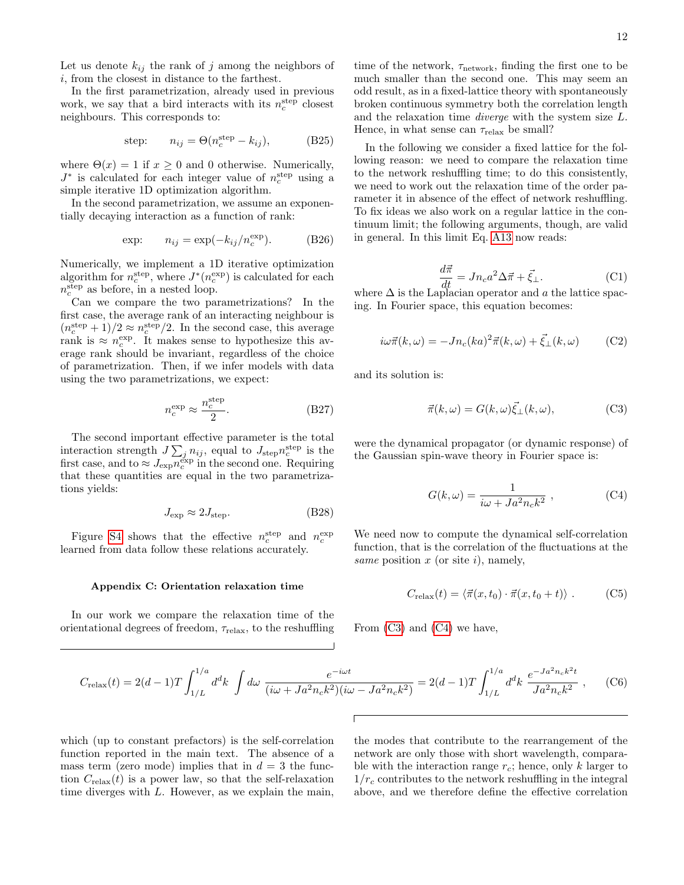Let us denote $k_{ij}$ the rank of $j$ among the neighbors of $i$, from the closest in distance to the farthest.

In the first parametrization, already used in previous work, we say that a bird interacts with its $n_c^{\rm step}$ closest neighbours. This corresponds to:

$$\text{step:} \qquad n_{ij} = \Theta(n_c^{\rm step} - k_{ij}), \tag{B25}$$

where $\Theta(x) = 1$ if $x \geq 0$ and 0 otherwise. Numerically, $J^*$ is calculated for each integer value of $n_c^{\rm step}$ using a simple iterative 1D optimization algorithm.

In the second parametrization, we assume an exponentially decaying interaction as a function of rank:

$$\text{exp:} \qquad n_{ij} = \exp(-k_{ij}/n_c^{\rm exp}). \tag{B26}$$

Numerically, we implement a 1D iterative optimization algorithm for $n_c^{\rm step}$, where $J^*(n_c^{\rm exp})$ is calculated for each $n_c^{\rm step}$ as before, in a nested loop.

Can we compare the two parametrizations? In the first case, the average rank of an interacting neighbour is $(n_c^{\rm step}+1)/2 \approx n_c^{\rm step}/2$. In the second case, this average rank is $\approx n_c^{\rm exp}$. It makes sense to hypothesize this average rank should be invariant, regardless of the choice of parametrization. Then, if we infer models with data using the two parametrizations, we expect:

$$n_c^{\rm exp} \approx \frac{n_c^{\rm step}}{2}. \tag{B27}$$

The second important effective parameter is the total interaction strength $J \sum_j n_{ij}$, equal to $J_{\rm step} n_c^{\rm step}$ is the first case, and to $\approx J_{\rm exp} n_c^{\rm exp}$ in the second one. Requiring that these quantities are equal in the two parametrizations yields:

$$J_{\rm exp} \approx 2 J_{\rm step}. \tag{B28}$$

Figure S4 shows that the effective $n_c^{\rm step}$ and $n_c^{\rm exp}$ learned from data follow these relations accurately.

### Appendix C: Orientation relaxation time

In our work we compare the relaxation time of the orientational degrees of freedom, $\tau_{\rm relax}$, to the reshuffling time of the network, $\tau_{\rm network}$, finding the first one to be much smaller than the second one. This may seem an odd result, as in a fixed-lattice theory with spontaneously broken continuous symmetry both the correlation length and the relaxation time *diverge* with the system size $L$. Hence, in what sense can $\tau_{\rm relax}$ be small?

In the following we consider a fixed lattice for the following reason: we need to compare the relaxation time to the network reshuffling time; to do this consistently, we need to work out the relaxation time of the order parameter it in absence of the effect of network reshuffling. To fix ideas we also work on a regular lattice in the continuum limit; the following arguments, though, are valid in general. In this limit Eq. A13 now reads:

$$\frac{d\vec{\pi}}{dt} = J n_c a^2 \Delta \vec{\pi} + \vec{\xi}_\perp. \tag{C1}$$

where $\Delta$ is the Laplacian operator and $a$ the lattice spacing. In Fourier space, this equation becomes:

$$i\omega \vec{\pi}(k,\omega) = -J n_c (ka)^2 \vec{\pi}(k,\omega) + \vec{\xi}_\perp(k,\omega) \tag{C2}$$

and its solution is:

$$\vec{\pi}(k,\omega) = G(k,\omega)\vec{\xi}_\perp(k,\omega), \tag{C3}$$

were the dynamical propagator (or dynamic response) of the Gaussian spin-wave theory in Fourier space is:

$$G(k,\omega) = \frac{1}{i\omega + J a^2 n_c k^2}\ , \tag{C4}$$

We need now to compute the dynamical self-correlation function, that is the correlation of the fluctuations at the *same* position $x$ (or site $i$), namely,

$$C_{\rm relax}(t) = \langle \vec{\pi}(x,t_0) \cdot \vec{\pi}(x, t_0 + t) \rangle\ . \tag{C5}$$

From (C3) and (C4) we have,

$$C_{\rm relax}(t) = 2(d-1)T \int_{1/L}^{1/a} d^dk \int d\omega\ \frac{e^{-i\omega t}}{(i\omega + J a^2 n_c k^2)(i\omega - J a^2 n_c k^2)} = 2(d-1)T \int_{1/L}^{1/a} d^dk\ \frac{e^{-J a^2 n_c k^2 t}}{J a^2 n_c k^2}\ , \tag{C6}$$

which (up to constant prefactors) is the self-correlation function reported in the main text. The absence of a mass term (zero mode) implies that in $d=3$ the function $C_{\rm relax}(t)$ is a power law, so that the self-relaxation time diverges with $L$. However, as we explain the main, the modes that contribute to the rearrangement of the network are only those with short wavelength, comparable with the interaction range $r_c$; hence, only $k$ larger to $1/r_c$ contributes to the network reshuffling in the integral above, and we therefore define the effective correlation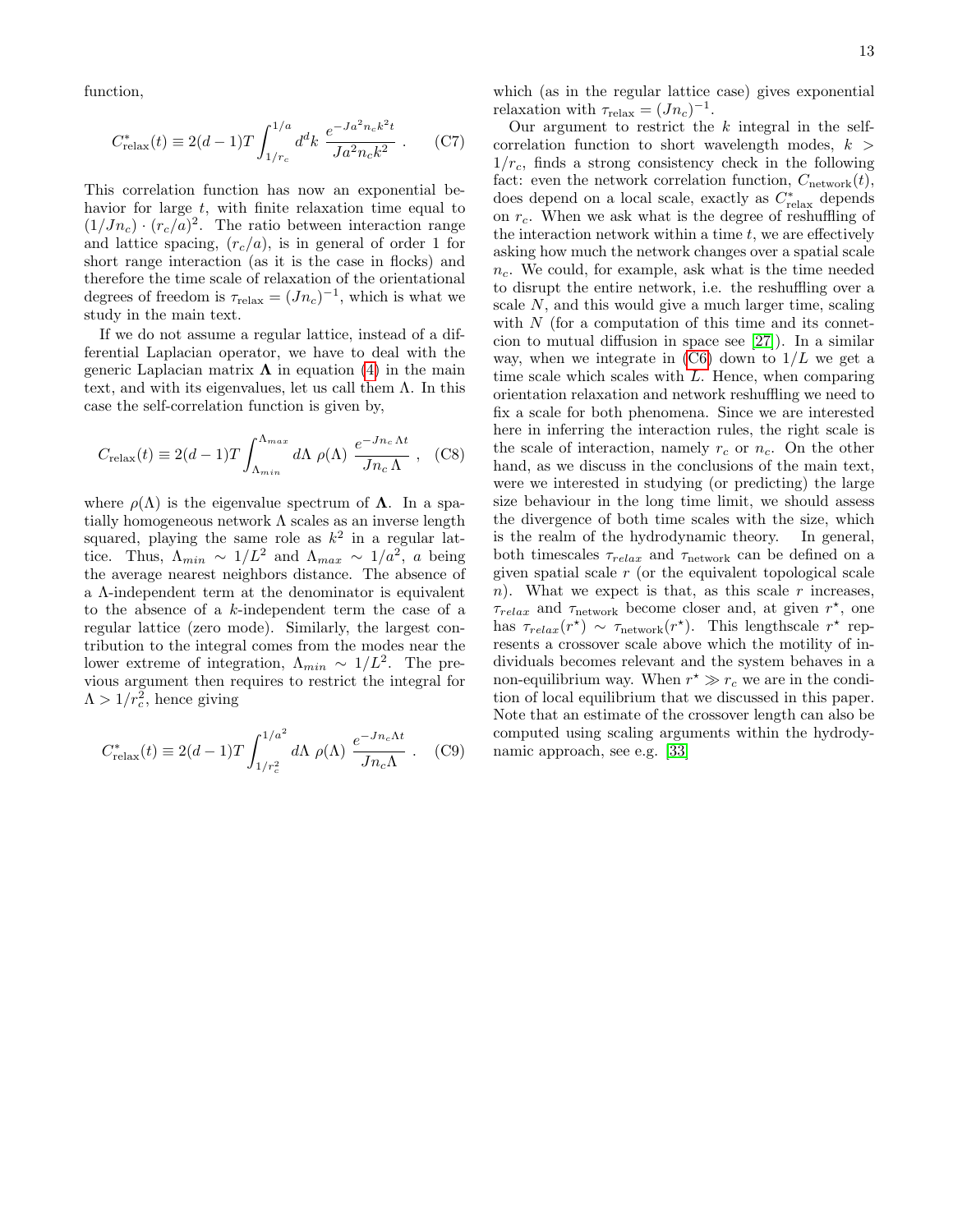function,

$$C^*_{\rm relax}(t) \equiv 2(d-1)T \int_{1/r_c}^{1/a} d^dk \ \frac{e^{-Ja^2n_ck^2t}}{Ja^2n_ck^2} \ . \qquad \text{(C7)}$$

This correlation function has now an exponential behavior for large $t$, with finite relaxation time equal to $(1/Jn_c)\cdot(r_c/a)^2$. The ratio between interaction range and lattice spacing, $(r_c/a)$, is in general of order 1 for short range interaction (as it is the case in flocks) and therefore the time scale of relaxation of the orientational degrees of freedom is $\tau_{\rm relax} = (Jn_c)^{-1}$, which is what we study in the main text.

If we do not assume a regular lattice, instead of a differential Laplacian operator, we have to deal with the generic Laplacian matrix $\mathbf{\Lambda}$ in equation (4) in the main text, and with its eigenvalues, let us call them $\Lambda$. In this case the self-correlation function is given by,

$$C_{\rm relax}(t) \equiv 2(d-1)T \int_{\Lambda_{min}}^{\Lambda_{max}} d\Lambda \ \rho(\Lambda) \ \frac{e^{-Jn_c\Lambda t}}{Jn_c\Lambda} \ , \qquad \text{(C8)}$$

where $\rho(\Lambda)$ is the eigenvalue spectrum of $\mathbf{\Lambda}$. In a spatially homogeneous network $\Lambda$ scales as an inverse length squared, playing the same role as $k^2$ in a regular lattice. Thus, $\Lambda_{min} \sim 1/L^2$ and $\Lambda_{max} \sim 1/a^2$, $a$ being the average nearest neighbors distance. The absence of a $\Lambda$-independent term at the denominator is equivalent to the absence of a $k$-independent term the case of a regular lattice (zero mode). Similarly, the largest contribution to the integral comes from the modes near the lower extreme of integration, $\Lambda_{min} \sim 1/L^2$. The previous argument then requires to restrict the integral for $\Lambda > 1/r_c^2$, hence giving

$$C^*_{\rm relax}(t) \equiv 2(d-1)T \int_{1/r_c^2}^{1/a^2} d\Lambda \ \rho(\Lambda) \ \frac{e^{-Jn_c\Lambda t}}{Jn_c\Lambda} \ . \qquad \text{(C9)}$$

which (as in the regular lattice case) gives exponential relaxation with $\tau_{\rm relax} = (Jn_c)^{-1}$.

Our argument to restrict the $k$ integral in the self-correlation function to short wavelength modes, $k > 1/r_c$, finds a strong consistency check in the following fact: even the network correlation function, $C_{\rm network}(t)$, does depend on a local scale, exactly as $C^*_{\rm relax}$ depends on $r_c$. When we ask what is the degree of reshuffling of the interaction network within a time $t$, we are effectively asking how much the network changes over a spatial scale $n_c$. We could, for example, ask what is the time needed to disrupt the entire network, i.e. the reshuffling over a scale $N$, and this would give a much larger time, scaling with $N$ (for a computation of this time and its connection to mutual diffusion in space see [27]). In a similar way, when we integrate in (C6) down to $1/L$ we get a time scale which scales with $L$. Hence, when comparing orientation relaxation and network reshuffling we need to fix a scale for both phenomena. Since we are interested here in inferring the interaction rules, the right scale is the scale of interaction, namely $r_c$ or $n_c$. On the other hand, as we discuss in the conclusions of the main text, were we interested in studying (or predicting) the large size behaviour in the long time limit, we should assess the divergence of both time scales with the size, which is the realm of the hydrodynamic theory. In general, both timescales $\tau_{relax}$ and $\tau_{\rm network}$ can be defined on a given spatial scale $r$ (or the equivalent topological scale $n$). What we expect is that, as this scale $r$ increases, $\tau_{relax}$ and $\tau_{\rm network}$ become closer and, at given $r^\star$, one has $\tau_{relax}(r^\star) \sim \tau_{\rm network}(r^\star)$. This lengthscale $r^\star$ represents a crossover scale above which the motility of individuals becomes relevant and the system behaves in a non-equilibrium way. When $r^\star \gg r_c$ we are in the condition of local equilibrium that we discussed in this paper. Note that an estimate of the crossover length can also be computed using scaling arguments within the hydrodynamic approach, see e.g. [33]